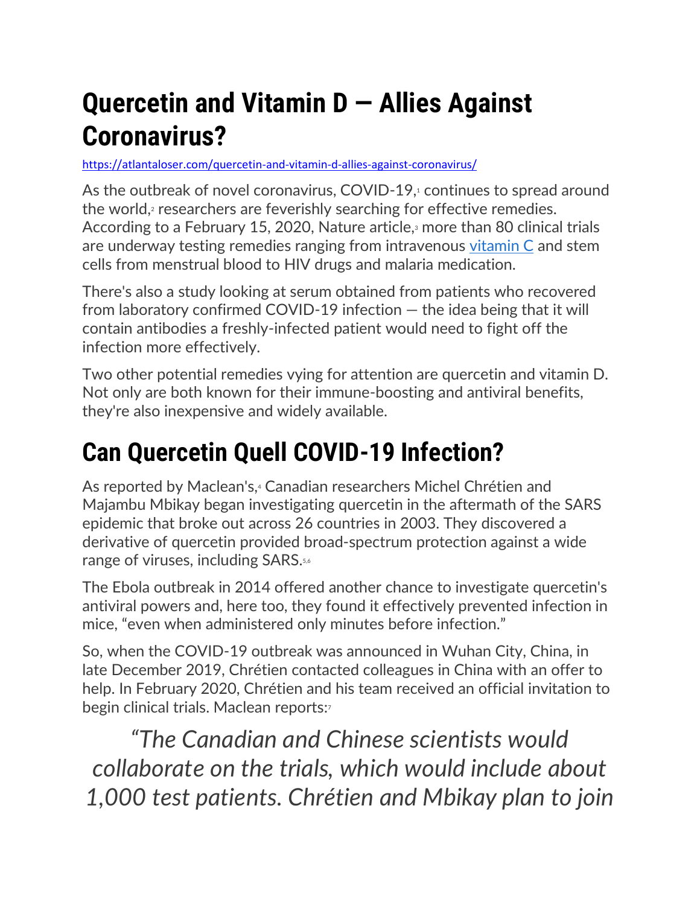# Quercetin and Vitamin D — Allies Against Coronavirus?

https://atlantaloser.com/quercetin-and-vitamin-d-allies-against-coronavirus/

As the outbreak of novel coronavirus, COVID-19,[1] continues to spread around the world,[2] researchers are feverishly searching for effective remedies. According to a February 15, 2020, Nature article,[3] more than 80 clinical trials are underway testing remedies ranging from intravenous vitamin C and stem cells from menstrual blood to HIV drugs and malaria medication.

There's also a study looking at serum obtained from patients who recovered from laboratory confirmed COVID-19 infection — the idea being that it will contain antibodies a freshly-infected patient would need to fight off the infection more effectively.

Two other potential remedies vying for attention are quercetin and vitamin D. Not only are both known for their immune-boosting and antiviral benefits, they're also inexpensive and widely available.

# Can Quercetin Quell COVID-19 Infection?

As reported by Maclean's,[4] Canadian researchers Michel Chrétien and Majambu Mbikay began investigating quercetin in the aftermath of the SARS epidemic that broke out across 26 countries in 2003. They discovered a derivative of quercetin provided broad-spectrum protection against a wide range of viruses, including SARS.[5,6]

The Ebola outbreak in 2014 offered another chance to investigate quercetin's antiviral powers and, here too, they found it effectively prevented infection in mice, "even when administered only minutes before infection."

So, when the COVID-19 outbreak was announced in Wuhan City, China, in late December 2019, Chrétien contacted colleagues in China with an offer to help. In February 2020, Chrétien and his team received an official invitation to begin clinical trials. Maclean reports:[7]

> *"The Canadian and Chinese scientists would collaborate on the trials, which would include about 1,000 test patients. Chrétien and Mbikay plan to join*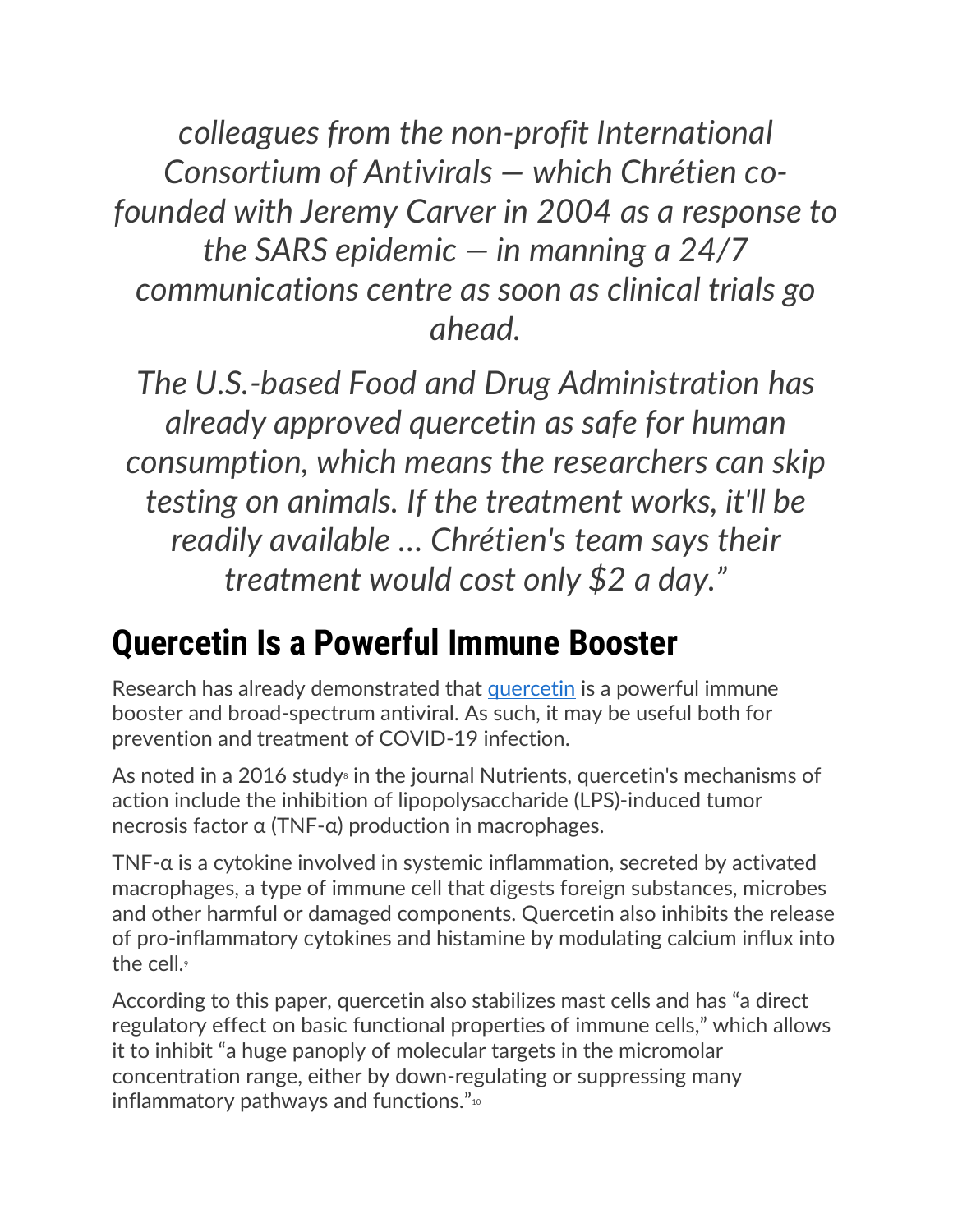*colleagues from the non-profit International Consortium of Antivirals — which Chrétien co-founded with Jeremy Carver in 2004 as a response to the SARS epidemic — in manning a 24/7 communications centre as soon as clinical trials go ahead.*

*The U.S.-based Food and Drug Administration has already approved quercetin as safe for human consumption, which means the researchers can skip testing on animals. If the treatment works, it'll be readily available ... Chrétien's team says their treatment would cost only $2 a day."*

## Quercetin Is a Powerful Immune Booster

Research has already demonstrated that quercetin is a powerful immune booster and broad-spectrum antiviral. As such, it may be useful both for prevention and treatment of COVID-19 infection.

As noted in a 2016 study[8] in the journal Nutrients, quercetin's mechanisms of action include the inhibition of lipopolysaccharide (LPS)-induced tumor necrosis factor α (TNF-α) production in macrophages.

TNF-α is a cytokine involved in systemic inflammation, secreted by activated macrophages, a type of immune cell that digests foreign substances, microbes and other harmful or damaged components. Quercetin also inhibits the release of pro-inflammatory cytokines and histamine by modulating calcium influx into the cell.[9]

According to this paper, quercetin also stabilizes mast cells and has "a direct regulatory effect on basic functional properties of immune cells," which allows it to inhibit "a huge panoply of molecular targets in the micromolar concentration range, either by down-regulating or suppressing many inflammatory pathways and functions."[10]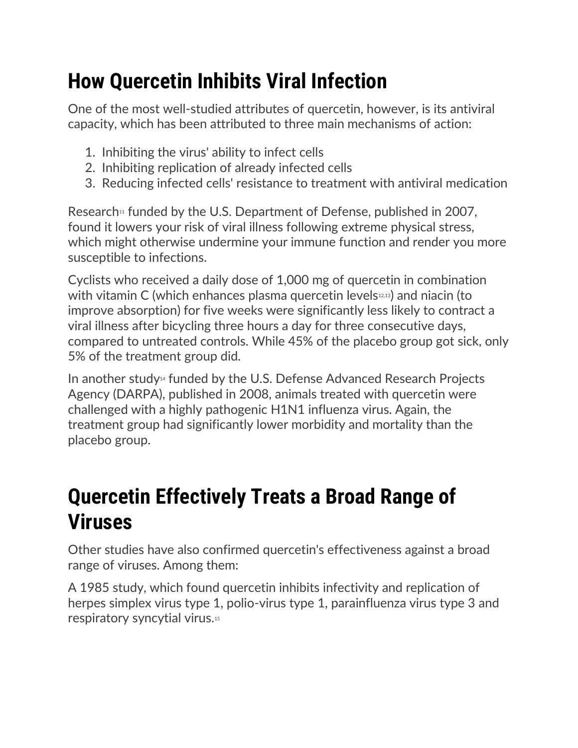## How Quercetin Inhibits Viral Infection

One of the most well-studied attributes of quercetin, however, is its antiviral capacity, which has been attributed to three main mechanisms of action:

1. Inhibiting the virus' ability to infect cells
2. Inhibiting replication of already infected cells
3. Reducing infected cells' resistance to treatment with antiviral medication

Research[11] funded by the U.S. Department of Defense, published in 2007, found it lowers your risk of viral illness following extreme physical stress, which might otherwise undermine your immune function and render you more susceptible to infections.

Cyclists who received a daily dose of 1,000 mg of quercetin in combination with vitamin C (which enhances plasma quercetin levels[12,13]) and niacin (to improve absorption) for five weeks were significantly less likely to contract a viral illness after bicycling three hours a day for three consecutive days, compared to untreated controls. While 45% of the placebo group got sick, only 5% of the treatment group did.

In another study[14] funded by the U.S. Defense Advanced Research Projects Agency (DARPA), published in 2008, animals treated with quercetin were challenged with a highly pathogenic H1N1 influenza virus. Again, the treatment group had significantly lower morbidity and mortality than the placebo group.

## Quercetin Effectively Treats a Broad Range of Viruses

Other studies have also confirmed quercetin's effectiveness against a broad range of viruses. Among them:

A 1985 study, which found quercetin inhibits infectivity and replication of herpes simplex virus type 1, polio-virus type 1, parainfluenza virus type 3 and respiratory syncytial virus.[15]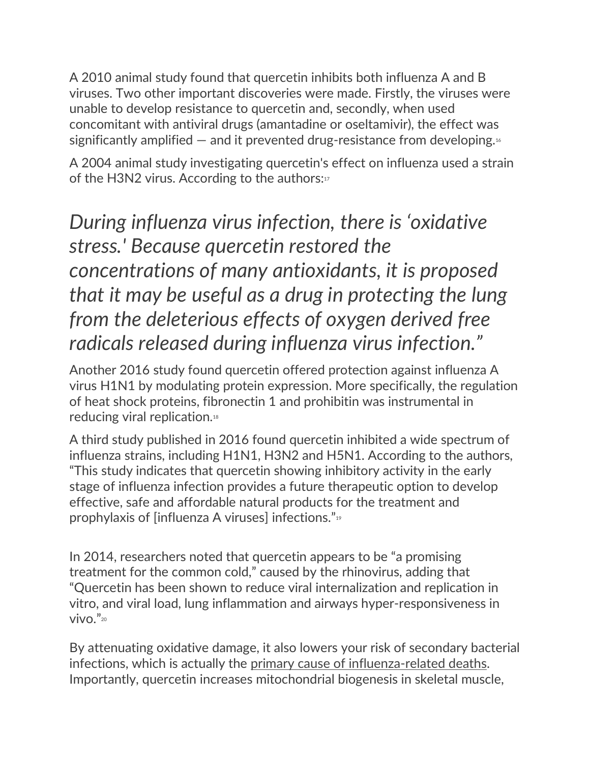A 2010 animal study found that quercetin inhibits both influenza A and B viruses. Two other important discoveries were made. Firstly, the viruses were unable to develop resistance to quercetin and, secondly, when used concomitant with antiviral drugs (amantadine or oseltamivir), the effect was significantly amplified — and it prevented drug-resistance from developing.[16]

A 2004 animal study investigating quercetin's effect on influenza used a strain of the H3N2 virus. According to the authors:[17]

> *During influenza virus infection, there is 'oxidative stress.' Because quercetin restored the concentrations of many antioxidants, it is proposed that it may be useful as a drug in protecting the lung from the deleterious effects of oxygen derived free radicals released during influenza virus infection."*

Another 2016 study found quercetin offered protection against influenza A virus H1N1 by modulating protein expression. More specifically, the regulation of heat shock proteins, fibronectin 1 and prohibitin was instrumental in reducing viral replication.[18]

A third study published in 2016 found quercetin inhibited a wide spectrum of influenza strains, including H1N1, H3N2 and H5N1. According to the authors, "This study indicates that quercetin showing inhibitory activity in the early stage of influenza infection provides a future therapeutic option to develop effective, safe and affordable natural products for the treatment and prophylaxis of [influenza A viruses] infections."[19]

In 2014, researchers noted that quercetin appears to be "a promising treatment for the common cold," caused by the rhinovirus, adding that "Quercetin has been shown to reduce viral internalization and replication in vitro, and viral load, lung inflammation and airways hyper-responsiveness in vivo."[20]

By attenuating oxidative damage, it also lowers your risk of secondary bacterial infections, which is actually the primary cause of influenza-related deaths. Importantly, quercetin increases mitochondrial biogenesis in skeletal muscle,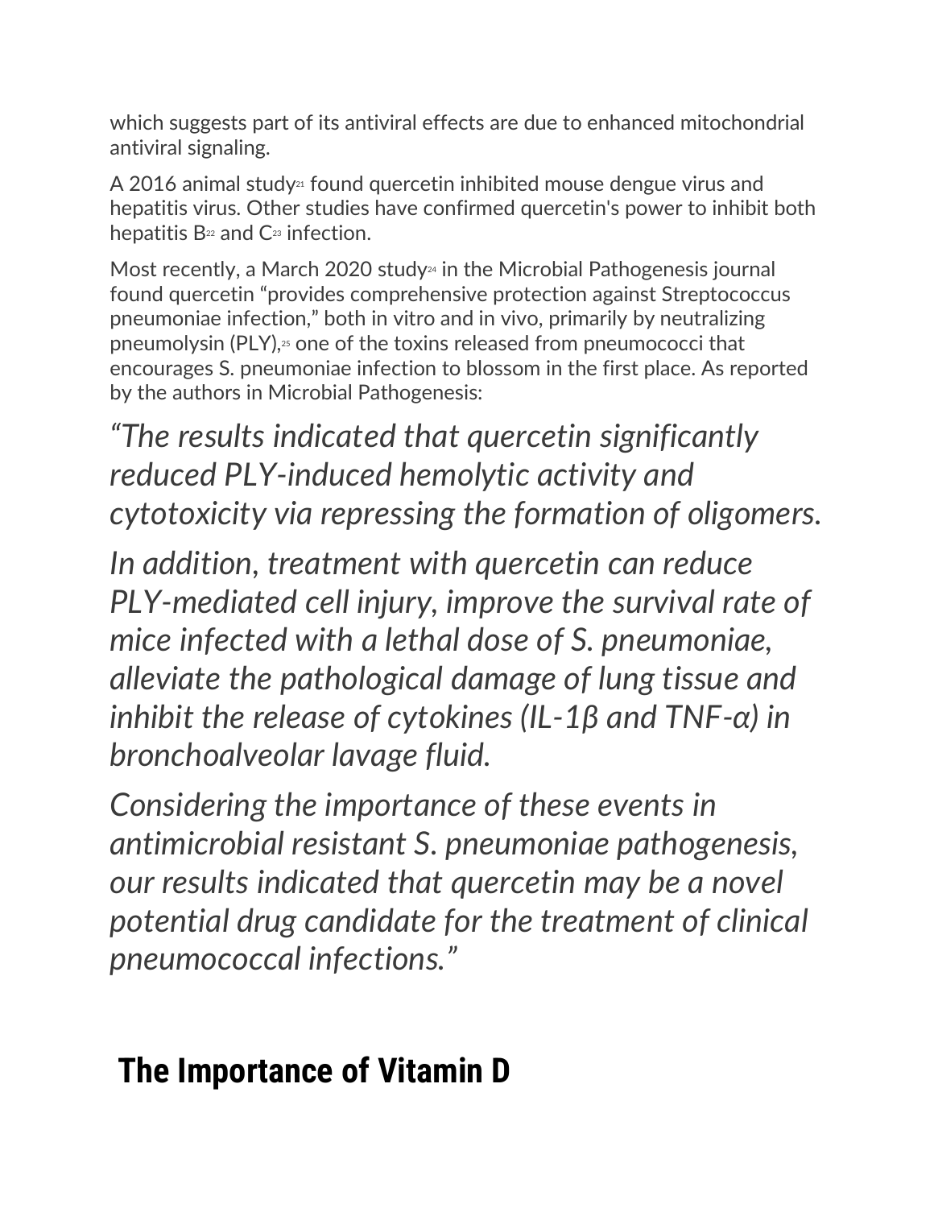which suggests part of its antiviral effects are due to enhanced mitochondrial antiviral signaling.

A 2016 animal study[21] found quercetin inhibited mouse dengue virus and hepatitis virus. Other studies have confirmed quercetin's power to inhibit both hepatitis B[22] and C[23] infection.

Most recently, a March 2020 study[24] in the Microbial Pathogenesis journal found quercetin "provides comprehensive protection against Streptococcus pneumoniae infection," both in vitro and in vivo, primarily by neutralizing pneumolysin (PLY),[25] one of the toxins released from pneumococci that encourages S. pneumoniae infection to blossom in the first place. As reported by the authors in Microbial Pathogenesis:

> *"The results indicated that quercetin significantly reduced PLY-induced hemolytic activity and cytotoxicity via repressing the formation of oligomers.*
>
> *In addition, treatment with quercetin can reduce PLY-mediated cell injury, improve the survival rate of mice infected with a lethal dose of S. pneumoniae, alleviate the pathological damage of lung tissue and inhibit the release of cytokines (IL-1β and TNF-α) in bronchoalveolar lavage fluid.*
>
> *Considering the importance of these events in antimicrobial resistant S. pneumoniae pathogenesis, our results indicated that quercetin may be a novel potential drug candidate for the treatment of clinical pneumococcal infections."*

## The Importance of Vitamin D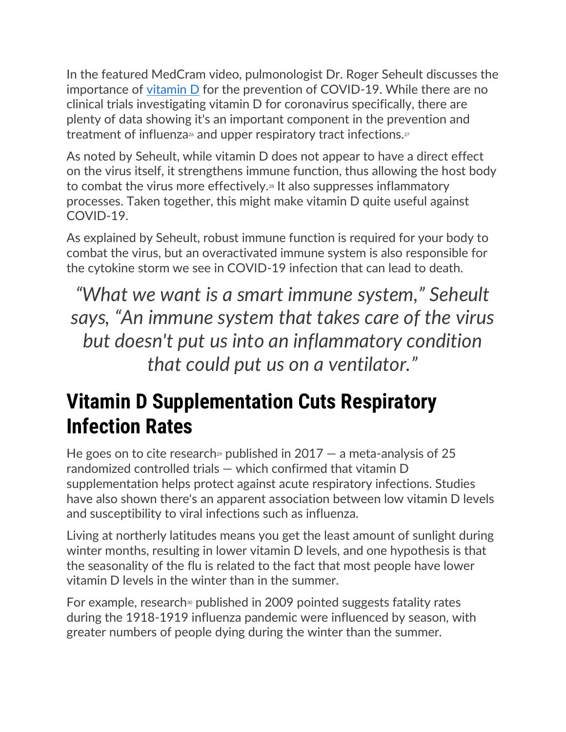In the featured MedCram video, pulmonologist Dr. Roger Seheult discusses the importance of vitamin D for the prevention of COVID-19. While there are no clinical trials investigating vitamin D for coronavirus specifically, there are plenty of data showing it's an important component in the prevention and treatment of influenza[26] and upper respiratory tract infections.[27]

As noted by Seheult, while vitamin D does not appear to have a direct effect on the virus itself, it strengthens immune function, thus allowing the host body to combat the virus more effectively.[28] It also suppresses inflammatory processes. Taken together, this might make vitamin D quite useful against COVID-19.

As explained by Seheult, robust immune function is required for your body to combat the virus, but an overactivated immune system is also responsible for the cytokine storm we see in COVID-19 infection that can lead to death.

> *"What we want is a smart immune system," Seheult says, "An immune system that takes care of the virus but doesn't put us into an inflammatory condition that could put us on a ventilator."*

## Vitamin D Supplementation Cuts Respiratory Infection Rates

He goes on to cite research[29] published in 2017 — a meta-analysis of 25 randomized controlled trials — which confirmed that vitamin D supplementation helps protect against acute respiratory infections. Studies have also shown there's an apparent association between low vitamin D levels and susceptibility to viral infections such as influenza.

Living at northerly latitudes means you get the least amount of sunlight during winter months, resulting in lower vitamin D levels, and one hypothesis is that the seasonality of the flu is related to the fact that most people have lower vitamin D levels in the winter than in the summer.

For example, research[30] published in 2009 pointed suggests fatality rates during the 1918-1919 influenza pandemic were influenced by season, with greater numbers of people dying during the winter than the summer.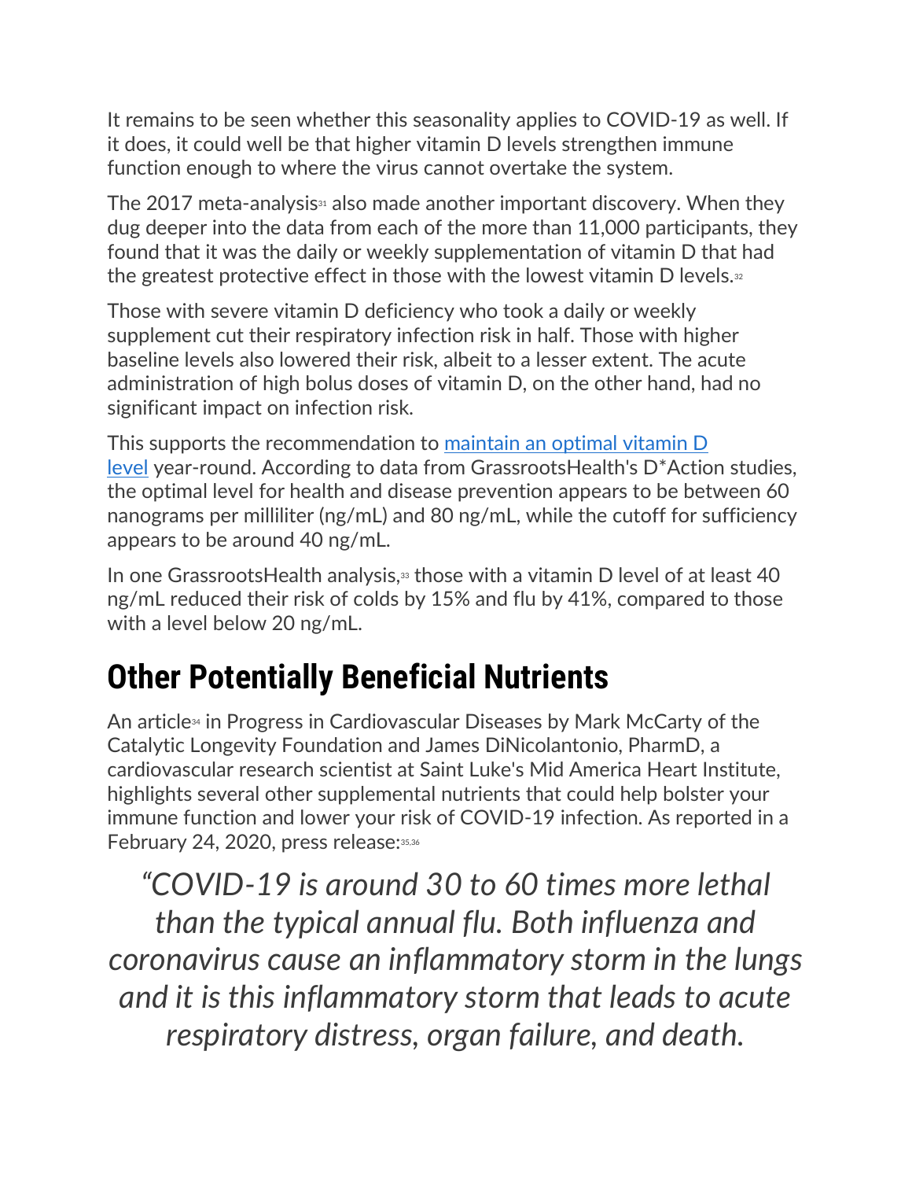It remains to be seen whether this seasonality applies to COVID-19 as well. If it does, it could well be that higher vitamin D levels strengthen immune function enough to where the virus cannot overtake the system.

The 2017 meta-analysis[31] also made another important discovery. When they dug deeper into the data from each of the more than 11,000 participants, they found that it was the daily or weekly supplementation of vitamin D that had the greatest protective effect in those with the lowest vitamin D levels.[32]

Those with severe vitamin D deficiency who took a daily or weekly supplement cut their respiratory infection risk in half. Those with higher baseline levels also lowered their risk, albeit to a lesser extent. The acute administration of high bolus doses of vitamin D, on the other hand, had no significant impact on infection risk.

This supports the recommendation to maintain an optimal vitamin D level year-round. According to data from GrassrootsHealth's D*Action studies, the optimal level for health and disease prevention appears to be between 60 nanograms per milliliter (ng/mL) and 80 ng/mL, while the cutoff for sufficiency appears to be around 40 ng/mL.

In one GrassrootsHealth analysis,[33] those with a vitamin D level of at least 40 ng/mL reduced their risk of colds by 15% and flu by 41%, compared to those with a level below 20 ng/mL.

## Other Potentially Beneficial Nutrients

An article[34] in Progress in Cardiovascular Diseases by Mark McCarty of the Catalytic Longevity Foundation and James DiNicolantonio, PharmD, a cardiovascular research scientist at Saint Luke's Mid America Heart Institute, highlights several other supplemental nutrients that could help bolster your immune function and lower your risk of COVID-19 infection. As reported in a February 24, 2020, press release:[35,36]

> *"COVID-19 is around 30 to 60 times more lethal than the typical annual flu. Both influenza and coronavirus cause an inflammatory storm in the lungs and it is this inflammatory storm that leads to acute respiratory distress, organ failure, and death.*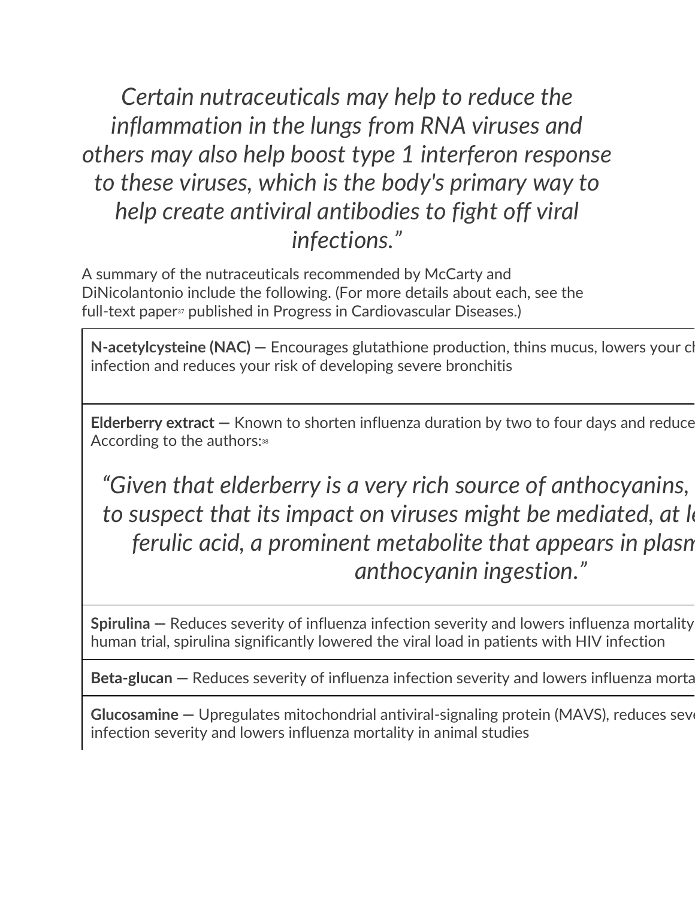*Certain nutraceuticals may help to reduce the inflammation in the lungs from RNA viruses and others may also help boost type 1 interferon response to these viruses, which is the body's primary way to help create antiviral antibodies to fight off viral infections."*

A summary of the nutraceuticals recommended by McCarty and DiNicolantonio include the following. (For more details about each, see the full-text paper[37] published in Progress in Cardiovascular Diseases.)

**N-acetylcysteine (NAC) —** Encourages glutathione production, thins mucus, lowers your ch infection and reduces your risk of developing severe bronchitis

**Elderberry extract —** Known to shorten influenza duration by two to four days and reduce According to the authors:[38]

> *"Given that elderberry is a very rich source of anthocyanins, to suspect that its impact on viruses might be mediated, at le ferulic acid, a prominent metabolite that appears in plasm anthocyanin ingestion."*

**Spirulina —** Reduces severity of influenza infection severity and lowers influenza mortality human trial, spirulina significantly lowered the viral load in patients with HIV infection

**Beta-glucan —** Reduces severity of influenza infection severity and lowers influenza morta

**Glucosamine —** Upregulates mitochondrial antiviral-signaling protein (MAVS), reduces seve infection severity and lowers influenza mortality in animal studies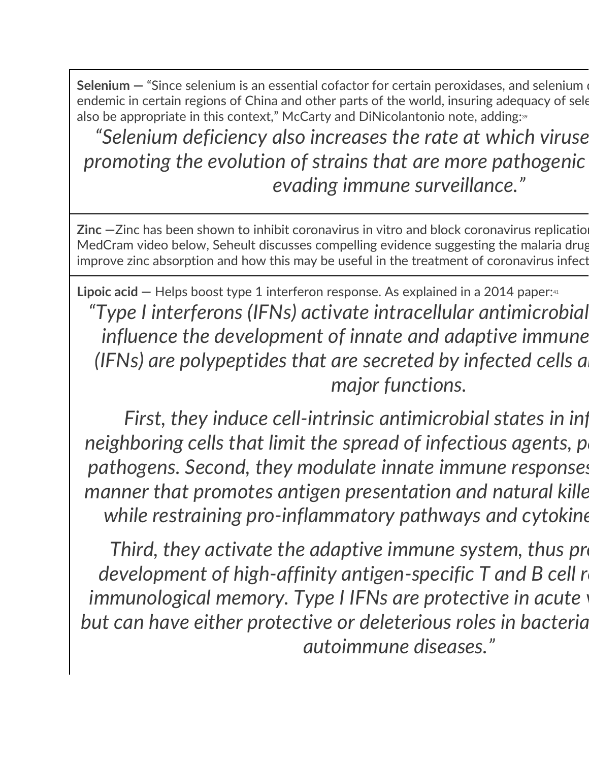**Selenium —** "Since selenium is an essential cofactor for certain peroxidases, and selenium d endemic in certain regions of China and other parts of the world, insuring adequacy of sele also be appropriate in this context," McCarty and DiNicolantonio note, adding:[39]

> *"Selenium deficiency also increases the rate at which viruse promoting the evolution of strains that are more pathogenic evading immune surveillance."*

**Zinc —** Zinc has been shown to inhibit coronavirus in vitro and block coronavirus replicatio MedCram video below, Seheult discusses compelling evidence suggesting the malaria drug improve zinc absorption and how this may be useful in the treatment of coronavirus infect

**Lipoic acid —** Helps boost type 1 interferon response. As explained in a 2014 paper:[41]

> *"Type I interferons (IFNs) activate intracellular antimicrobial influence the development of innate and adaptive immune (IFNs) are polypeptides that are secreted by infected cells a major functions.*
>
> *First, they induce cell-intrinsic antimicrobial states in inf neighboring cells that limit the spread of infectious agents, p pathogens. Second, they modulate innate immune responses manner that promotes antigen presentation and natural kille while restraining pro-inflammatory pathways and cytokine*
>
> *Third, they activate the adaptive immune system, thus pro development of high-affinity antigen-specific T and B cell r immunological memory. Type I IFNs are protective in acute v but can have either protective or deleterious roles in bacteria autoimmune diseases."*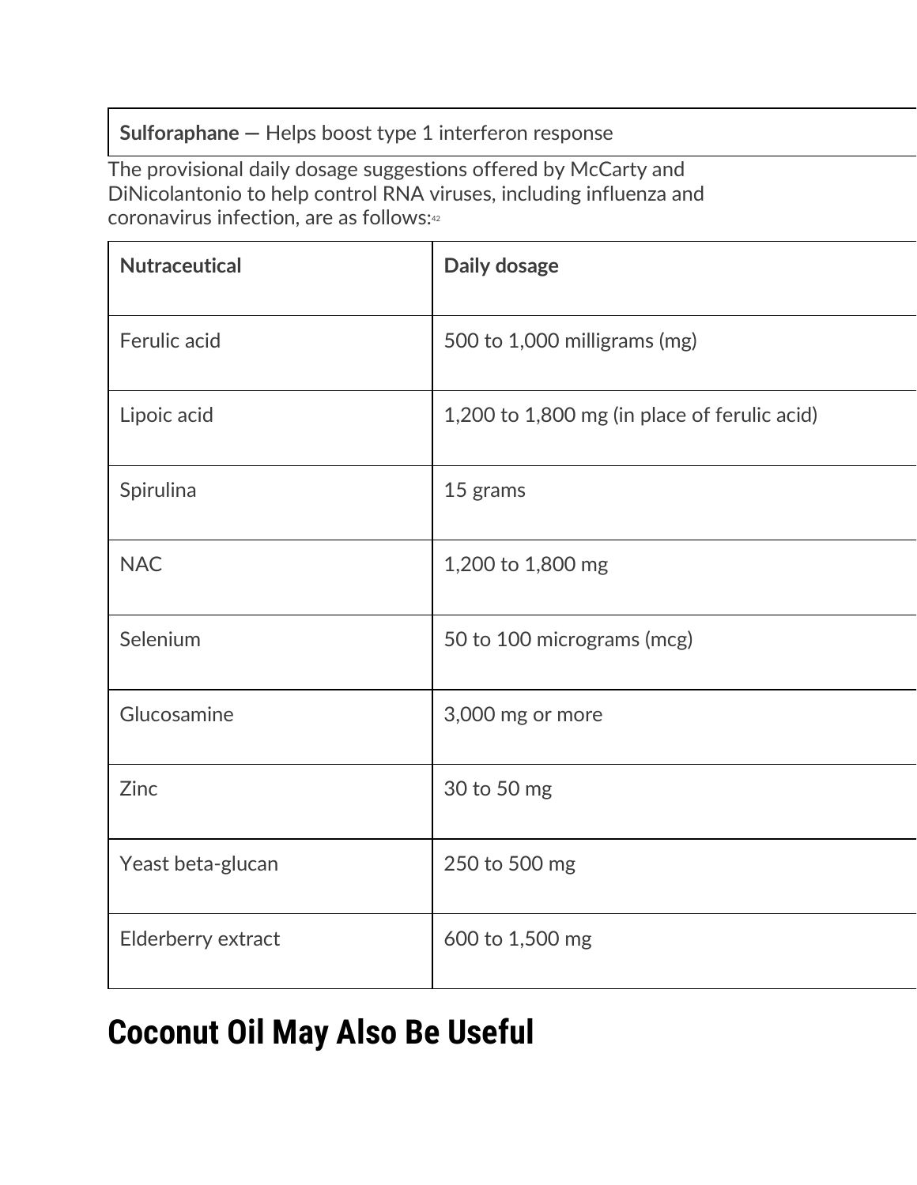| **Sulforaphane —** Helps boost type 1 interferon response |
| --- |

The provisional daily dosage suggestions offered by McCarty and DiNicolantonio to help control RNA viruses, including influenza and coronavirus infection, are as follows:[42]

| Nutraceutical | Daily dosage |
| --- | --- |
| Ferulic acid | 500 to 1,000 milligrams (mg) |
| Lipoic acid | 1,200 to 1,800 mg (in place of ferulic acid) |
| Spirulina | 15 grams |
| NAC | 1,200 to 1,800 mg |
| Selenium | 50 to 100 micrograms (mcg) |
| Glucosamine | 3,000 mg or more |
| Zinc | 30 to 50 mg |
| Yeast beta-glucan | 250 to 500 mg |
| Elderberry extract | 600 to 1,500 mg |

## Coconut Oil May Also Be Useful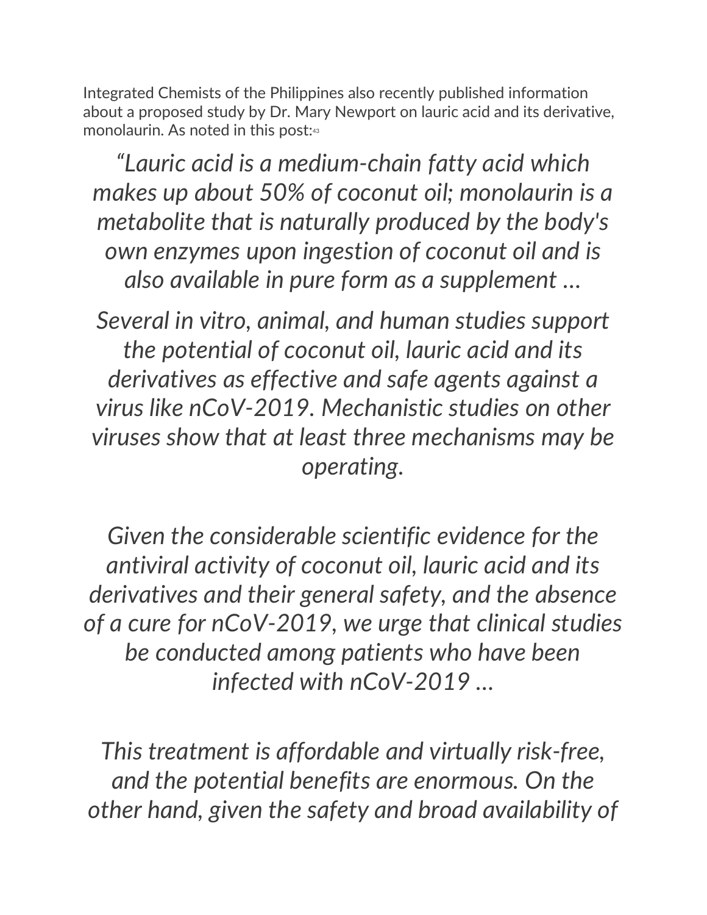Integrated Chemists of the Philippines also recently published information about a proposed study by Dr. Mary Newport on lauric acid and its derivative, monolaurin. As noted in this post:[43]

> *"Lauric acid is a medium-chain fatty acid which makes up about 50% of coconut oil; monolaurin is a metabolite that is naturally produced by the body's own enzymes upon ingestion of coconut oil and is also available in pure form as a supplement ...*
>
> *Several in vitro, animal, and human studies support the potential of coconut oil, lauric acid and its derivatives as effective and safe agents against a virus like nCoV-2019. Mechanistic studies on other viruses show that at least three mechanisms may be operating.*
>
> *Given the considerable scientific evidence for the antiviral activity of coconut oil, lauric acid and its derivatives and their general safety, and the absence of a cure for nCoV-2019, we urge that clinical studies be conducted among patients who have been infected with nCoV-2019 ...*
>
> *This treatment is affordable and virtually risk-free, and the potential benefits are enormous. On the other hand, given the safety and broad availability of*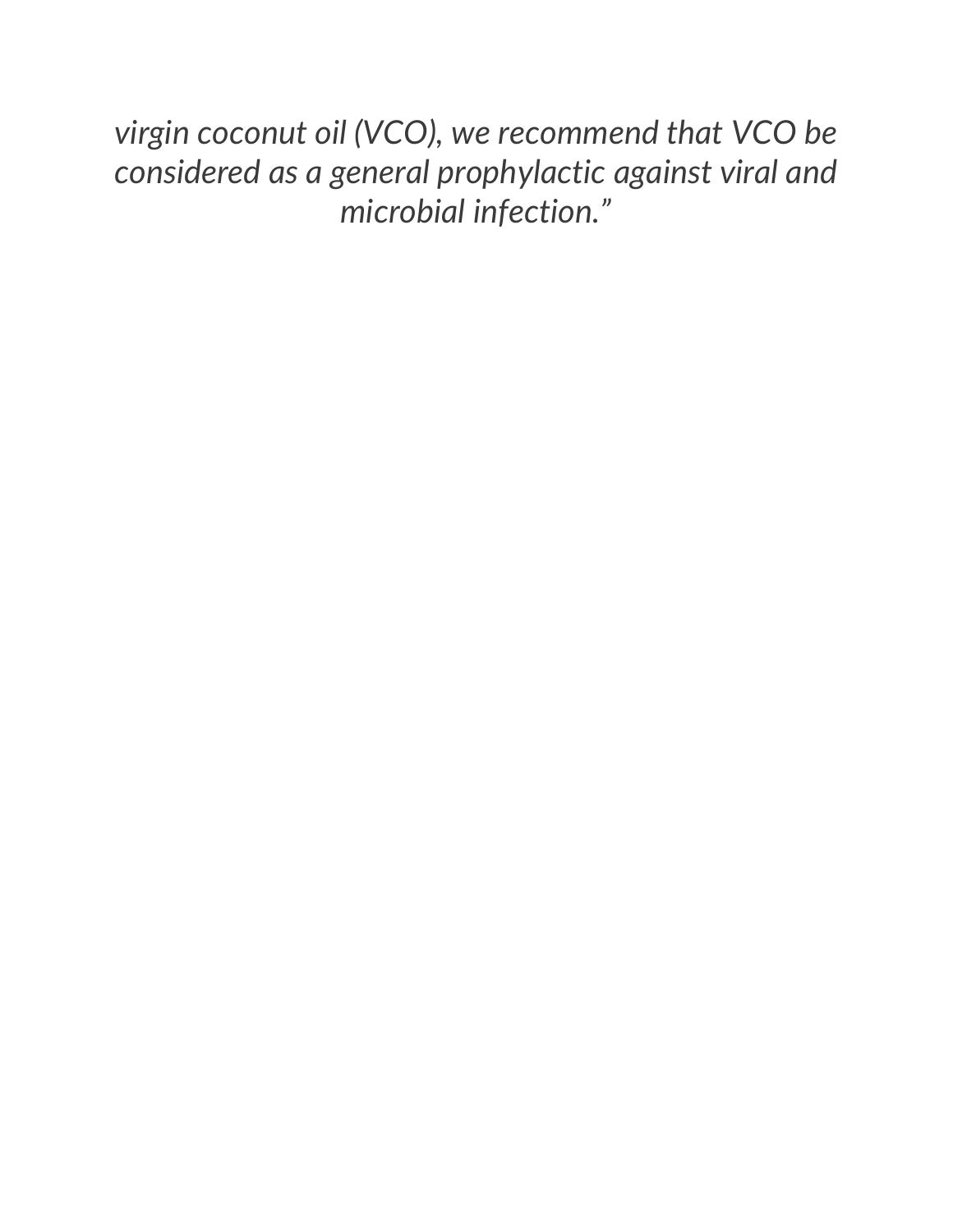*virgin coconut oil (VCO), we recommend that VCO be considered as a general prophylactic against viral and microbial infection."*